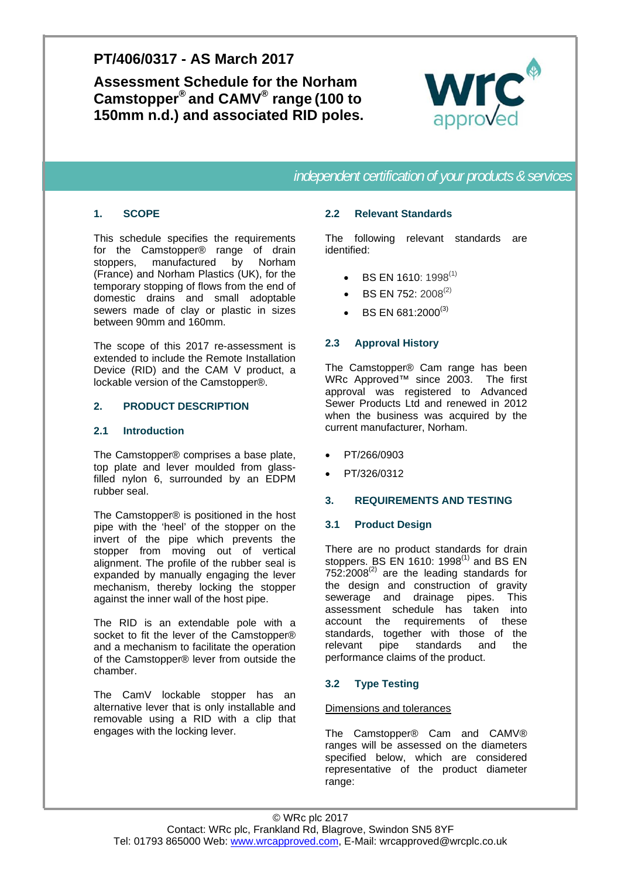# PT/406/0317 - AS March 2017

## Assessment Schedule for the Norham Camstopper® and CAMV® range (100 to 150mm n.d.) and associated RID poles.

*independent certification of your products & services*

### 1. SCOPE

This schedule specifies the requirements for the Camstopper® range of drain stoppers, manufactured by Norham (France) and Norham Plastics (UK), for the temporary stopping of flows from the end of domestic drains and small adoptable sewers made of clay or plastic in sizes between 90mm and 160mm.

The scope of this 2017 re-assessment is extended to include the Remote Installation Device (RID) and the CAM V product, a lockable version of the Camstopper®.

### 2. PRODUCT DESCRIPTION

#### 2.1 Introduction

The Camstopper® comprises a base plate, top plate and lever moulded from glass-filled nylon 6, surrounded by an EDPM rubber seal.

The Camstopper® is positioned in the host pipe with the 'heel' of the stopper on the invert of the pipe which prevents the stopper from moving out of vertical alignment. The profile of the rubber seal is expanded by manually engaging the lever mechanism, thereby locking the stopper against the inner wall of the host pipe.

The RID is an extendable pole with a socket to fit the lever of the Camstopper® and a mechanism to facilitate the operation of the Camstopper® lever from outside the chamber.

The CamV lockable stopper has an alternative lever that is only installable and removable using a RID with a clip that engages with the locking lever.

#### 2.2 Relevant Standards

The following relevant standards are identified:

- BS EN 1610: 1998(1)
- BS EN 752: 2008(2)
- BS EN 681:2000(3)

#### 2.3 Approval History

The Camstopper® Cam range has been WRc Approved™ since 2003. The first approval was registered to Advanced Sewer Products Ltd and renewed in 2012 when the business was acquired by the current manufacturer, Norham.

- PT/266/0903
- PT/326/0312

### 3. REQUIREMENTS AND TESTING

#### 3.1 Product Design

There are no product standards for drain stoppers. BS EN 1610: 1998(1) and BS EN 752:2008(2) are the leading standards for the design and construction of gravity sewerage and drainage pipes. This assessment schedule has taken into account the requirements of these standards, together with those of the relevant pipe standards and the performance claims of the product.

#### 3.2 Type Testing

Dimensions and tolerances

The Camstopper® Cam and CAMV® ranges will be assessed on the diameters specified below, which are considered representative of the product diameter range:

© WRc plc 2017
Contact: WRc plc, Frankland Rd, Blagrove, Swindon SN5 8YF
Tel: 01793 865000 Web: www.wrcapproved.com, E-Mail: wrcapproved@wrcplc.co.uk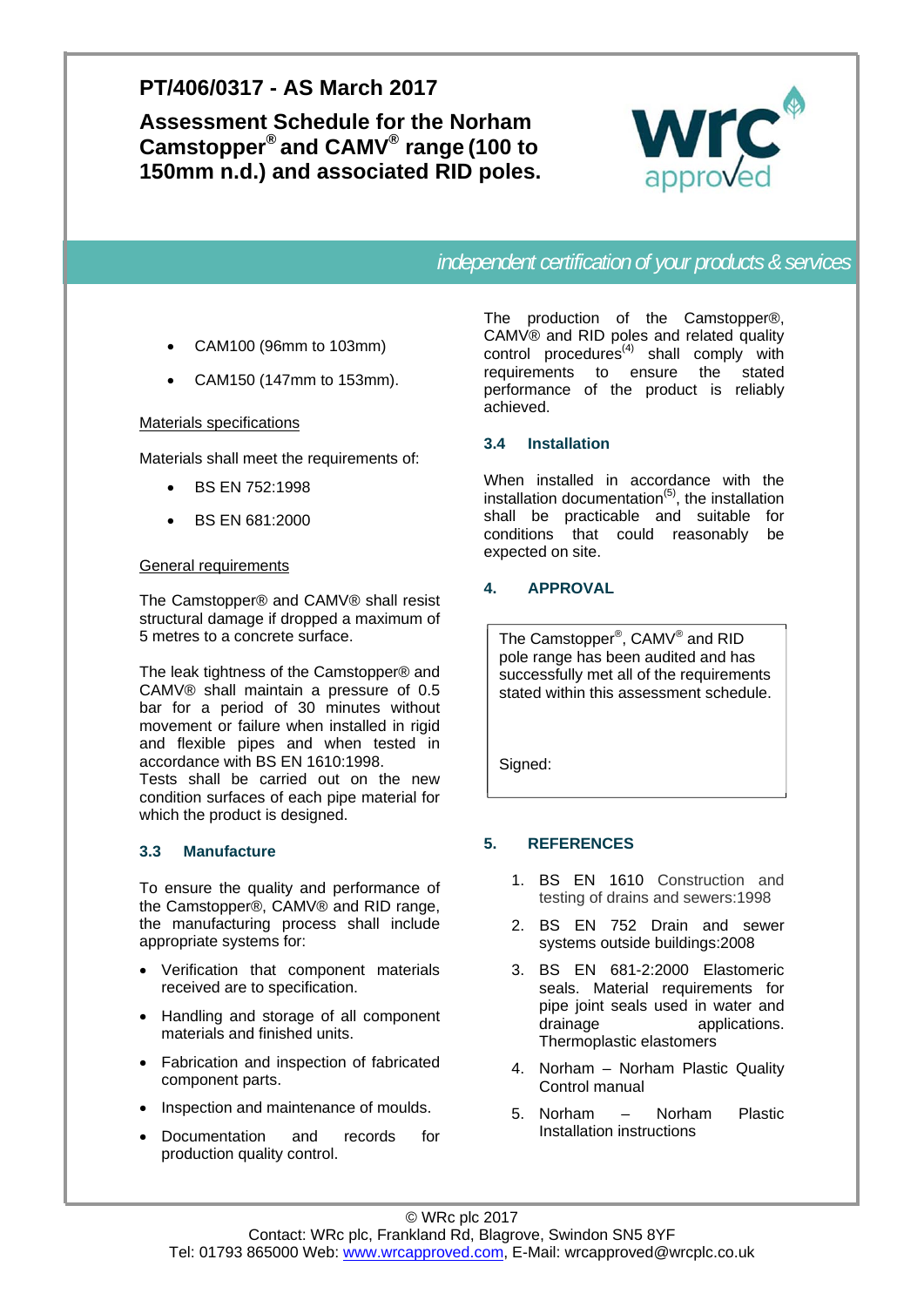# PT/406/0317 - AS March 2017

## Assessment Schedule for the Norham Camstopper® and CAMV® range (100 to 150mm n.d.) and associated RID poles.

*independent certification of your products & services*

- CAM100 (96mm to 103mm)
- CAM150 (147mm to 153mm).

Materials specifications

Materials shall meet the requirements of:

- BS EN 752:1998
- BS EN 681:2000

General requirements

The Camstopper® and CAMV® shall resist structural damage if dropped a maximum of 5 metres to a concrete surface.

The leak tightness of the Camstopper® and CAMV® shall maintain a pressure of 0.5 bar for a period of 30 minutes without movement or failure when installed in rigid and flexible pipes and when tested in accordance with BS EN 1610:1998.
Tests shall be carried out on the new condition surfaces of each pipe material for which the product is designed.

### 3.3 Manufacture

To ensure the quality and performance of the Camstopper®, CAMV® and RID range, the manufacturing process shall include appropriate systems for:

- Verification that component materials received are to specification.
- Handling and storage of all component materials and finished units.
- Fabrication and inspection of fabricated component parts.
- Inspection and maintenance of moulds.
- Documentation and records for production quality control.

The production of the Camstopper®, CAMV® and RID poles and related quality control procedures[4] shall comply with requirements to ensure the stated performance of the product is reliably achieved.

### 3.4 Installation

When installed in accordance with the installation documentation[5], the installation shall be practicable and suitable for conditions that could reasonably be expected on site.

## 4. APPROVAL

The Camstopper®, CAMV® and RID pole range has been audited and has successfully met all of the requirements stated within this assessment schedule.

Signed:

## 5. REFERENCES

1. BS EN 1610 Construction and testing of drains and sewers:1998
2. BS EN 752 Drain and sewer systems outside buildings:2008
3. BS EN 681-2:2000 Elastomeric seals. Material requirements for pipe joint seals used in water and drainage applications. Thermoplastic elastomers
4. Norham – Norham Plastic Quality Control manual
5. Norham – Norham Plastic Installation instructions

© WRc plc 2017
Contact: WRc plc, Frankland Rd, Blagrove, Swindon SN5 8YF
Tel: 01793 865000 Web: www.wrcapproved.com, E-Mail: wrcapproved@wrcplc.co.uk